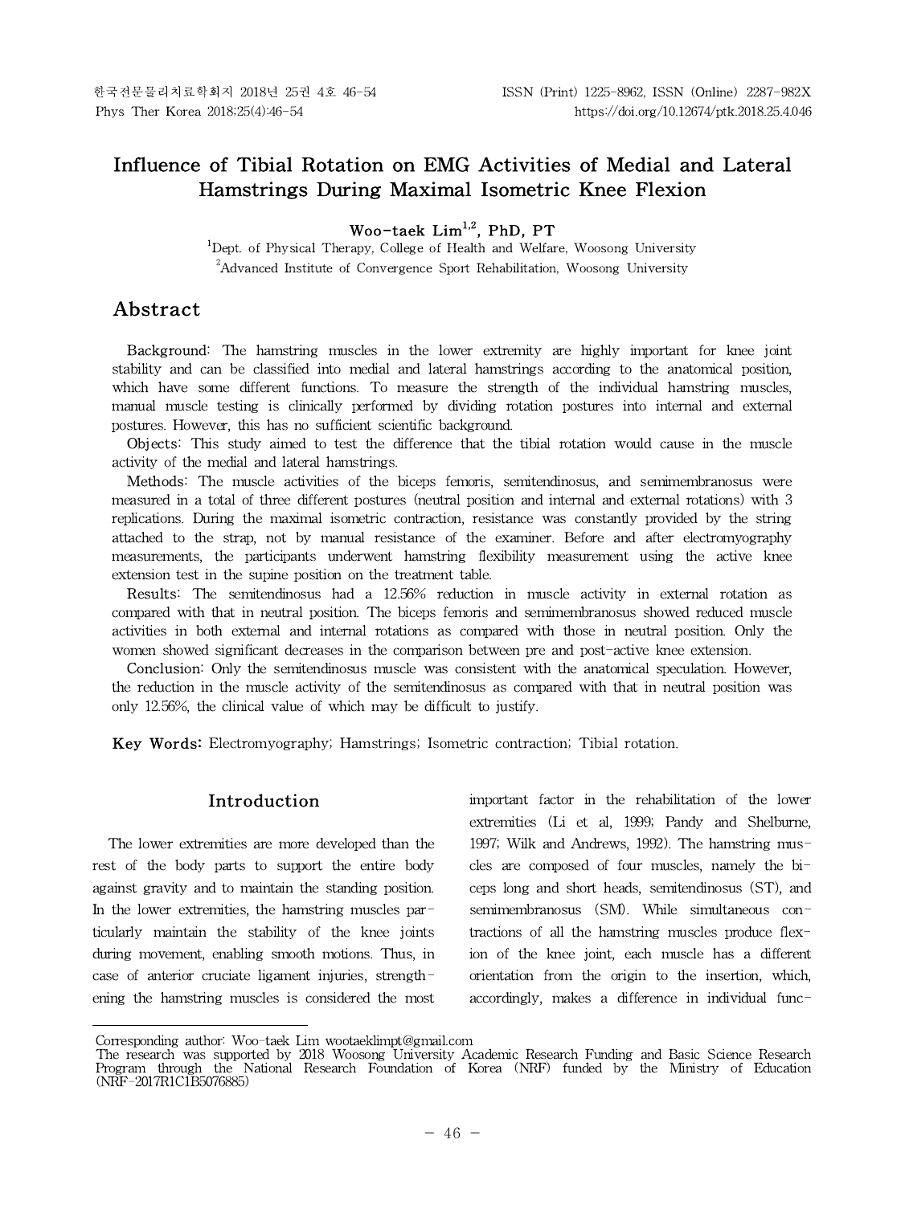# Influence of Tibial Rotation on EMG Activities of Medial and Lateral Hamstrings During Maximal Isometric Knee Flexion

**Woo-taek Lim[1,2], PhD, PT**

[1]Dept. of Physical Therapy, College of Health and Welfare, Woosong University
[2]Advanced Institute of Convergence Sport Rehabilitation, Woosong University

## Abstract

**Background:** The hamstring muscles in the lower extremity are highly important for knee joint stability and can be classified into medial and lateral hamstrings according to the anatomical position, which have some different functions. To measure the strength of the individual hamstring muscles, manual muscle testing is clinically performed by dividing rotation postures into internal and external postures. However, this has no sufficient scientific background.

**Objects:** This study aimed to test the difference that the tibial rotation would cause in the muscle activity of the medial and lateral hamstrings.

**Methods:** The muscle activities of the biceps femoris, semitendinosus, and semimembranosus were measured in a total of three different postures (neutral position and internal and external rotations) with 3 replications. During the maximal isometric contraction, resistance was constantly provided by the string attached to the strap, not by manual resistance of the examiner. Before and after electromyography measurements, the participants underwent hamstring flexibility measurement using the active knee extension test in the supine position on the treatment table.

**Results:** The semitendinosus had a 12.56% reduction in muscle activity in external rotation as compared with that in neutral position. The biceps femoris and semimembranosus showed reduced muscle activities in both external and internal rotations as compared with those in neutral position. Only the women showed significant decreases in the comparison between pre and post-active knee extension.

**Conclusion:** Only the semitendinosus muscle was consistent with the anatomical speculation. However, the reduction in the muscle activity of the semitendinosus as compared with that in neutral position was only 12.56%, the clinical value of which may be difficult to justify.

**Key Words:** Electromyography; Hamstrings; Isometric contraction; Tibial rotation.

## Introduction

The lower extremities are more developed than the rest of the body parts to support the entire body against gravity and to maintain the standing position. In the lower extremities, the hamstring muscles particularly maintain the stability of the knee joints during movement, enabling smooth motions. Thus, in case of anterior cruciate ligament injuries, strengthening the hamstring muscles is considered the most important factor in the rehabilitation of the lower extremities (Li et al, 1999; Pandy and Shelburne, 1997; Wilk and Andrews, 1992). The hamstring muscles are composed of four muscles, namely the biceps long and short heads, semitendinosus (ST), and semimembranosus (SM). While simultaneous contractions of all the hamstring muscles produce flexion of the knee joint, each muscle has a different orientation from the origin to the insertion, which, accordingly, makes a difference in individual func-

Corresponding author: Woo-taek Lim wootaeklimpt@gmail.com
The research was supported by 2018 Woosong University Academic Research Funding and Basic Science Research Program through the National Research Foundation of Korea (NRF) funded by the Ministry of Education (NRF-2017R1C1B5076885)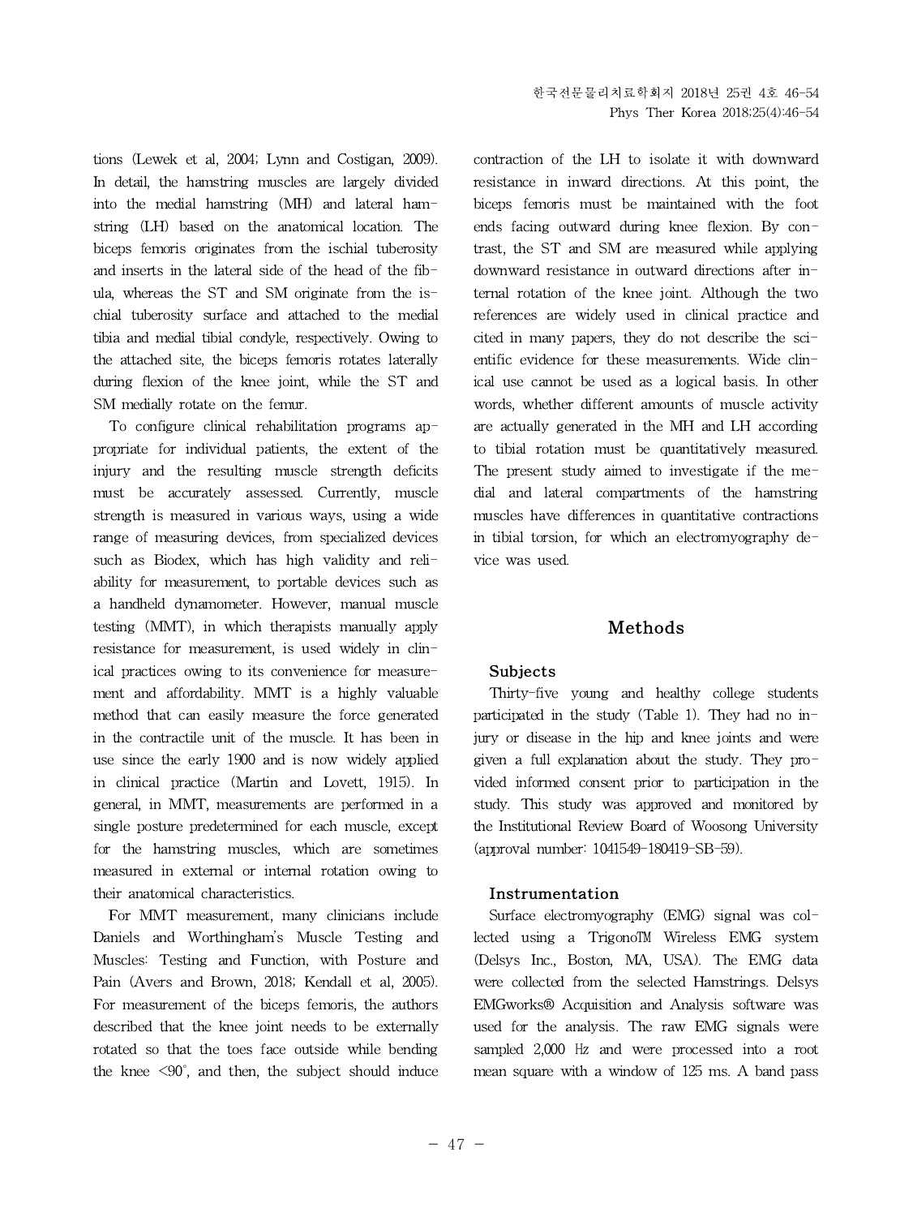tions (Lewek et al, 2004; Lynn and Costigan, 2009). In detail, the hamstring muscles are largely divided into the medial hamstring (MH) and lateral hamstring (LH) based on the anatomical location. The biceps femoris originates from the ischial tuberosity and inserts in the lateral side of the head of the fibula, whereas the ST and SM originate from the ischial tuberosity surface and attached to the medial tibia and medial tibial condyle, respectively. Owing to the attached site, the biceps femoris rotates laterally during flexion of the knee joint, while the ST and SM medially rotate on the femur.

To configure clinical rehabilitation programs appropriate for individual patients, the extent of the injury and the resulting muscle strength deficits must be accurately assessed. Currently, muscle strength is measured in various ways, using a wide range of measuring devices, from specialized devices such as Biodex, which has high validity and reliability for measurement, to portable devices such as a handheld dynamometer. However, manual muscle testing (MMT), in which therapists manually apply resistance for measurement, is used widely in clinical practices owing to its convenience for measurement and affordability. MMT is a highly valuable method that can easily measure the force generated in the contractile unit of the muscle. It has been in use since the early 1900 and is now widely applied in clinical practice (Martin and Lovett, 1915). In general, in MMT, measurements are performed in a single posture predetermined for each muscle, except for the hamstring muscles, which are sometimes measured in external or internal rotation owing to their anatomical characteristics.

For MMT measurement, many clinicians include Daniels and Worthingham's Muscle Testing and Muscles: Testing and Function, with Posture and Pain (Avers and Brown, 2018; Kendall et al, 2005). For measurement of the biceps femoris, the authors described that the knee joint needs to be externally rotated so that the toes face outside while bending the knee <90°, and then, the subject should induce contraction of the LH to isolate it with downward resistance in inward directions. At this point, the biceps femoris must be maintained with the foot ends facing outward during knee flexion. By contrast, the ST and SM are measured while applying downward resistance in outward directions after internal rotation of the knee joint. Although the two references are widely used in clinical practice and cited in many papers, they do not describe the scientific evidence for these measurements. Wide clinical use cannot be used as a logical basis. In other words, whether different amounts of muscle activity are actually generated in the MH and LH according to tibial rotation must be quantitatively measured. The present study aimed to investigate if the medial and lateral compartments of the hamstring muscles have differences in quantitative contractions in tibial torsion, for which an electromyography device was used.

## Methods

### Subjects

Thirty-five young and healthy college students participated in the study (Table 1). They had no injury or disease in the hip and knee joints and were given a full explanation about the study. They provided informed consent prior to participation in the study. This study was approved and monitored by the Institutional Review Board of Woosong University (approval number: 1041549-180419-SB-59).

### Instrumentation

Surface electromyography (EMG) signal was collected using a TrignoTM Wireless EMG system (Delsys Inc., Boston, MA, USA). The EMG data were collected from the selected Hamstrings. Delsys EMGworks® Acquisition and Analysis software was used for the analysis. The raw EMG signals were sampled 2,000 ㎐ and were processed into a root mean square with a window of 125 ms. A band pass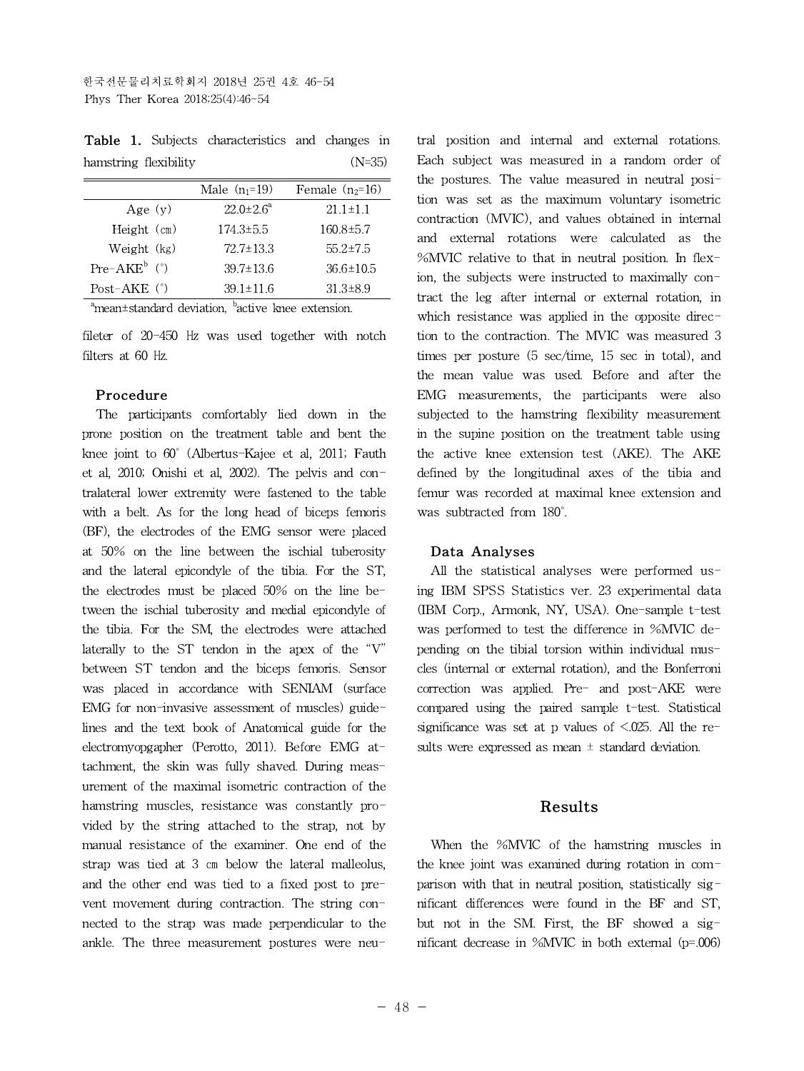**Table 1.** Subjects characteristics and changes in hamstring flexibility (N=35)

| | Male ($n_1$=19) | Female ($n_2$=16) |
|---|---|---|
| Age (y) | 22.0±2.6[a] | 21.1±1.1 |
| Height (㎝) | 174.3±5.5 | 160.8±5.7 |
| Weight (㎏) | 72.7±13.3 | 55.2±7.5 |
| Pre-AKE[b] (°) | 39.7±13.6 | 36.6±10.5 |
| Post-AKE (°) | 39.1±11.6 | 31.3±8.9 |

[a]mean±standard deviation, [b]active knee extension.

fileter of 20-450 ㎐ was used together with notch filters at 60 ㎐.

### Procedure

The participants comfortably lied down in the prone position on the treatment table and bent the knee joint to 60° (Albertus-Kajee et al, 2011; Fauth et al, 2010; Onishi et al, 2002). The pelvis and contralateral lower extremity were fastened to the table with a belt. As for the long head of biceps femoris (BF), the electrodes of the EMG sensor were placed at 50% on the line between the ischial tuberosity and the lateral epicondyle of the tibia. For the ST, the electrodes must be placed 50% on the line between the ischial tuberosity and medial epicondyle of the tibia. For the SM, the electrodes were attached laterally to the ST tendon in the apex of the "V" between ST tendon and the biceps femoris. Sensor was placed in accordance with SENIAM (surface EMG for non-invasive assessment of muscles) guidelines and the text book of Anatomical guide for the electromyopgapher (Perotto, 2011). Before EMG attachment, the skin was fully shaved. During measurement of the maximal isometric contraction of the hamstring muscles, resistance was constantly provided by the string attached to the strap, not by manual resistance of the examiner. One end of the strap was tied at 3 ㎝ below the lateral malleolus, and the other end was tied to a fixed post to prevent movement during contraction. The string connected to the strap was made perpendicular to the ankle. The three measurement postures were neutral position and internal and external rotations. Each subject was measured in a random order of the postures. The value measured in neutral position was set as the maximum voluntary isometric contraction (MVIC), and values obtained in internal and external rotations were calculated as the %MVIC relative to that in neutral position. In flexion, the subjects were instructed to maximally contract the leg after internal or external rotation, in which resistance was applied in the opposite direction to the contraction. The MVIC was measured 3 times per posture (5 sec/time, 15 sec in total), and the mean value was used. Before and after the EMG measurements, the participants were also subjected to the hamstring flexibility measurement in the supine position on the treatment table using the active knee extension test (AKE). The AKE defined by the longitudinal axes of the tibia and femur was recorded at maximal knee extension and was subtracted from 180°.

### Data Analyses

All the statistical analyses were performed using IBM SPSS Statistics ver. 23 experimental data (IBM Corp., Armonk, NY, USA). One-sample t-test was performed to test the difference in %MVIC depending on the tibial torsion within individual muscles (internal or external rotation), and the Bonferroni correction was applied. Pre- and post-AKE were compared using the paired sample t-test. Statistical significance was set at p values of <.025. All the results were expressed as mean ± standard deviation.

## Results

When the %MVIC of the hamstring muscles in the knee joint was examined during rotation in comparison with that in neutral position, statistically significant differences were found in the BF and ST, but not in the SM. First, the BF showed a significant decrease in %MVIC in both external (p=.006)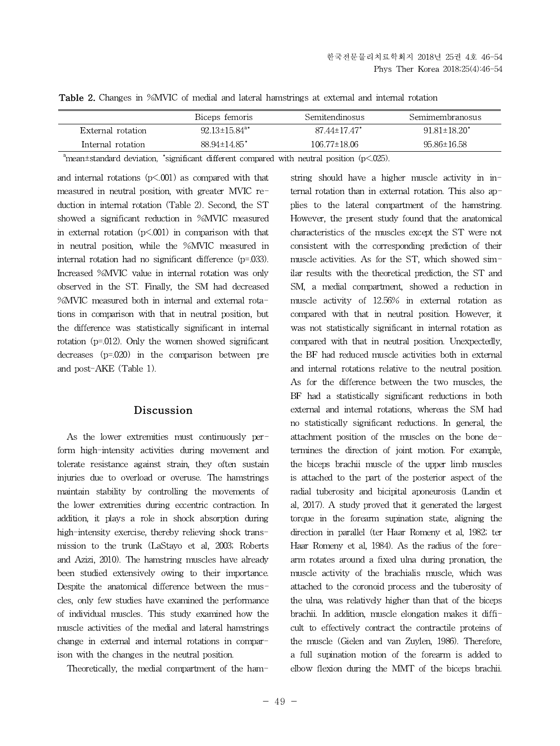**Table 2.** Changes in %MVIC of medial and lateral hamstrings at external and internal rotation

| | Biceps femoris | Semitendinosus | Semimembranosus |
|---|---|---|---|
| External rotation | 92.13±15.84[a*] | 87.44±17.47[*] | 91.81±18.20[*] |
| Internal rotation | 88.94±14.85[*] | 106.77±18.06 | 95.86±16.58 |

[a]mean±standard deviation, [*]significant different compared with neutral position ($p<.025$).

and internal rotations ($p<.001$) as compared with that measured in neutral position, with greater MVIC reduction in internal rotation (Table 2). Second, the ST showed a significant reduction in %MVIC measured in external rotation ($p<.001$) in comparison with that in neutral position, while the %MVIC measured in internal rotation had no significant difference ($p=.033$). Increased %MVIC value in internal rotation was only observed in the ST. Finally, the SM had decreased %MVIC measured both in internal and external rotations in comparison with that in neutral position, but the difference was statistically significant in internal rotation ($p=.012$). Only the women showed significant decreases ($p=.020$) in the comparison between pre and post-AKE (Table 1).

## Discussion

As the lower extremities must continuously perform high-intensity activities during movement and tolerate resistance against strain, they often sustain injuries due to overload or overuse. The hamstrings maintain stability by controlling the movements of the lower extremities during eccentric contraction. In addition, it plays a role in shock absorption during high-intensity exercise, thereby relieving shock transmission to the trunk (LaStayo et al, 2003; Roberts and Azizi, 2010). The hamstring muscles have already been studied extensively owing to their importance. Despite the anatomical difference between the muscles, only few studies have examined the performance of individual muscles. This study examined how the muscle activities of the medial and lateral hamstrings change in external and internal rotations in comparison with the changes in the neutral position.

Theoretically, the medial compartment of the hamstring should have a higher muscle activity in internal rotation than in external rotation. This also applies to the lateral compartment of the hamstring. However, the present study found that the anatomical characteristics of the muscles except the ST were not consistent with the corresponding prediction of their muscle activities. As for the ST, which showed similar results with the theoretical prediction, the ST and SM, a medial compartment, showed a reduction in muscle activity of 12.56% in external rotation as compared with that in neutral position. However, it was not statistically significant in internal rotation as compared with that in neutral position. Unexpectedly, the BF had reduced muscle activities both in external and internal rotations relative to the neutral position. As for the difference between the two muscles, the BF had a statistically significant reductions in both external and internal rotations, whereas the SM had no statistically significant reductions. In general, the attachment position of the muscles on the bone determines the direction of joint motion. For example, the biceps brachii muscle of the upper limb muscles is attached to the part of the posterior aspect of the radial tuberosity and bicipital aponeurosis (Landin et al, 2017). A study proved that it generated the largest torque in the forearm supination state, aligning the direction in parallel (ter Haar Romeny et al, 1982; ter Haar Romeny et al, 1984). As the radius of the forearm rotates around a fixed ulna during pronation, the muscle activity of the brachialis muscle, which was attached to the coronoid process and the tuberosity of the ulna, was relatively higher than that of the biceps brachii. In addition, muscle elongation makes it difficult to effectively contract the contractile proteins of the muscle (Gielen and van Zuylen, 1986). Therefore, a full supination motion of the forearm is added to elbow flexion during the MMT of the biceps brachii.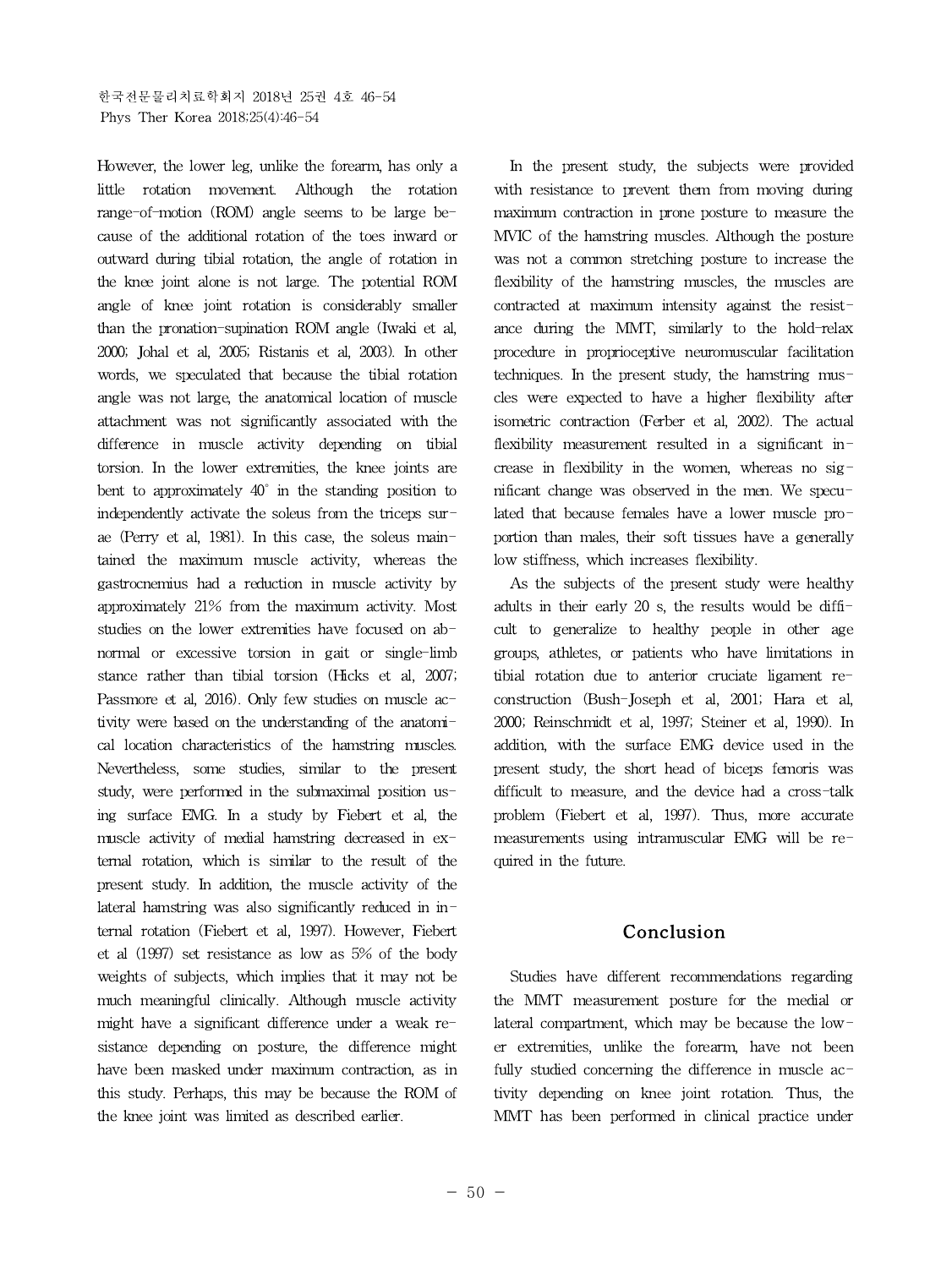However, the lower leg, unlike the forearm, has only a little rotation movement. Although the rotation range-of-motion (ROM) angle seems to be large because of the additional rotation of the toes inward or outward during tibial rotation, the angle of rotation in the knee joint alone is not large. The potential ROM angle of knee joint rotation is considerably smaller than the pronation-supination ROM angle (Iwaki et al, 2000; Johal et al, 2005; Ristanis et al, 2003). In other words, we speculated that because the tibial rotation angle was not large, the anatomical location of muscle attachment was not significantly associated with the difference in muscle activity depending on tibial torsion. In the lower extremities, the knee joints are bent to approximately 40° in the standing position to independently activate the soleus from the triceps surae (Perry et al, 1981). In this case, the soleus maintained the maximum muscle activity, whereas the gastrocnemius had a reduction in muscle activity by approximately 21% from the maximum activity. Most studies on the lower extremities have focused on abnormal or excessive torsion in gait or single-limb stance rather than tibial torsion (Hicks et al, 2007; Passmore et al, 2016). Only few studies on muscle activity were based on the understanding of the anatomical location characteristics of the hamstring muscles. Nevertheless, some studies, similar to the present study, were performed in the submaximal position using surface EMG. In a study by Fiebert et al, the muscle activity of medial hamstring decreased in external rotation, which is similar to the result of the present study. In addition, the muscle activity of the lateral hamstring was also significantly reduced in internal rotation (Fiebert et al, 1997). However, Fiebert et al (1997) set resistance as low as 5% of the body weights of subjects, which implies that it may not be much meaningful clinically. Although muscle activity might have a significant difference under a weak resistance depending on posture, the difference might have been masked under maximum contraction, as in this study. Perhaps, this may be because the ROM of the knee joint was limited as described earlier.

In the present study, the subjects were provided with resistance to prevent them from moving during maximum contraction in prone posture to measure the MVIC of the hamstring muscles. Although the posture was not a common stretching posture to increase the flexibility of the hamstring muscles, the muscles are contracted at maximum intensity against the resistance during the MMT, similarly to the hold-relax procedure in proprioceptive neuromuscular facilitation techniques. In the present study, the hamstring muscles were expected to have a higher flexibility after isometric contraction (Ferber et al, 2002). The actual flexibility measurement resulted in a significant increase in flexibility in the women, whereas no significant change was observed in the men. We speculated that because females have a lower muscle proportion than males, their soft tissues have a generally low stiffness, which increases flexibility.

As the subjects of the present study were healthy adults in their early 20 s, the results would be difficult to generalize to healthy people in other age groups, athletes, or patients who have limitations in tibial rotation due to anterior cruciate ligament reconstruction (Bush-Joseph et al, 2001; Hara et al, 2000; Reinschmidt et al, 1997; Steiner et al, 1990). In addition, with the surface EMG device used in the present study, the short head of biceps femoris was difficult to measure, and the device had a cross-talk problem (Fiebert et al, 1997). Thus, more accurate measurements using intramuscular EMG will be required in the future.

## Conclusion

Studies have different recommendations regarding the MMT measurement posture for the medial or lateral compartment, which may be because the lower extremities, unlike the forearm, have not been fully studied concerning the difference in muscle activity depending on knee joint rotation. Thus, the MMT has been performed in clinical practice under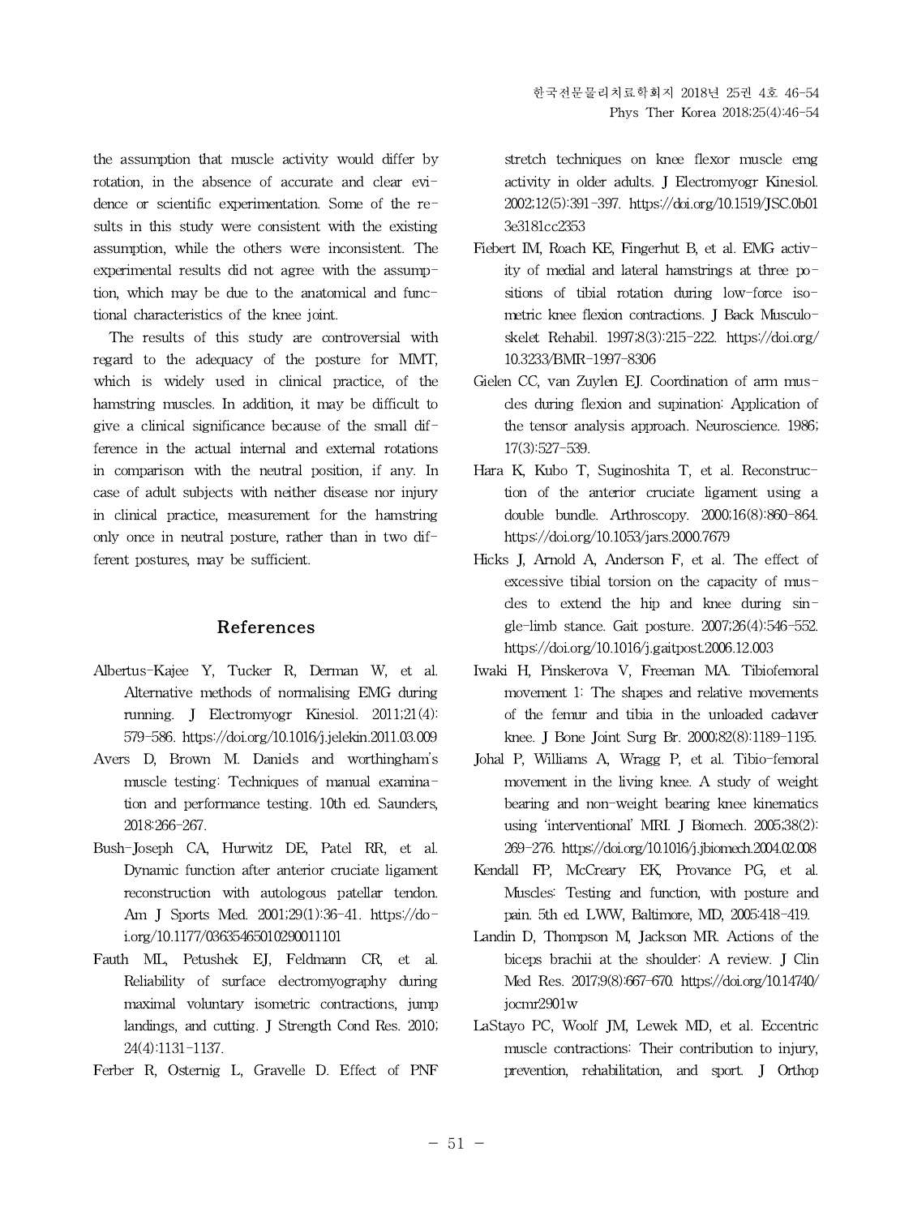the assumption that muscle activity would differ by rotation, in the absence of accurate and clear evidence or scientific experimentation. Some of the results in this study were consistent with the existing assumption, while the others were inconsistent. The experimental results did not agree with the assumption, which may be due to the anatomical and functional characteristics of the knee joint.

The results of this study are controversial with regard to the adequacy of the posture for MMT, which is widely used in clinical practice, of the hamstring muscles. In addition, it may be difficult to give a clinical significance because of the small difference in the actual internal and external rotations in comparison with the neutral position, if any. In case of adult subjects with neither disease nor injury in clinical practice, measurement for the hamstring only once in neutral posture, rather than in two different postures, may be sufficient.

## References

Albertus-Kajee Y, Tucker R, Derman W, et al. Alternative methods of normalising EMG during running. J Electromyogr Kinesiol. 2011;21(4):579-586. https://doi.org/10.1016/j.jelekin.2011.03.009

Avers D, Brown M. Daniels and worthingham's muscle testing: Techniques of manual examination and performance testing. 10th ed. Saunders, 2018:266-267.

Bush-Joseph CA, Hurwitz DE, Patel RR, et al. Dynamic function after anterior cruciate ligament reconstruction with autologous patellar tendon. Am J Sports Med. 2001;29(1):36-41. https://doi.org/10.1177/03635465010290011101

Fauth ML, Petushek EJ, Feldmann CR, et al. Reliability of surface electromyography during maximal voluntary isometric contractions, jump landings, and cutting. J Strength Cond Res. 2010;24(4):1131-1137.

Ferber R, Osternig L, Gravelle D. Effect of PNF stretch techniques on knee flexor muscle emg activity in older adults. J Electromyogr Kinesiol. 2002;12(5):391-397. https://doi.org/10.1519/JSC.0b013e3181cc2353

Fiebert IM, Roach KE, Fingerhut B, et al. EMG activity of medial and lateral hamstrings at three positions of tibial rotation during low-force isometric knee flexion contractions. J Back Musculoskelet Rehabil. 1997;8(3):215-222. https://doi.org/10.3233/BMR-1997-8306

Gielen CC, van Zuylen EJ. Coordination of arm muscles during flexion and supination: Application of the tensor analysis approach. Neuroscience. 1986;17(3):527-539.

Hara K, Kubo T, Suginoshita T, et al. Reconstruction of the anterior cruciate ligament using a double bundle. Arthroscopy. 2000;16(8):860-864. https://doi.org/10.1053/jars.2000.7679

Hicks J, Arnold A, Anderson F, et al. The effect of excessive tibial torsion on the capacity of muscles to extend the hip and knee during single-limb stance. Gait posture. 2007;26(4):546-552. https://doi.org/10.1016/j.gaitpost.2006.12.003

Iwaki H, Pinskerova V, Freeman MA. Tibiofemoral movement 1: The shapes and relative movements of the femur and tibia in the unloaded cadaver knee. J Bone Joint Surg Br. 2000;82(8):1189-1195.

Johal P, Williams A, Wragg P, et al. Tibio-femoral movement in the living knee. A study of weight bearing and non-weight bearing knee kinematics using 'interventional' MRI. J Biomech. 2005;38(2):269-276. https://doi.org/10.1016/j.jbiomech.2004.02.008

Kendall FP, McCreary EK, Provance PG, et al. Muscles: Testing and function, with posture and pain. 5th ed. LWW, Baltimore, MD, 2005:418-419.

Landin D, Thompson M, Jackson MR. Actions of the biceps brachii at the shoulder: A review. J Clin Med Res. 2017;9(8):667-670. https://doi.org/10.14740/jocmr2901w

LaStayo PC, Woolf JM, Lewek MD, et al. Eccentric muscle contractions: Their contribution to injury, prevention, rehabilitation, and sport. J Orthop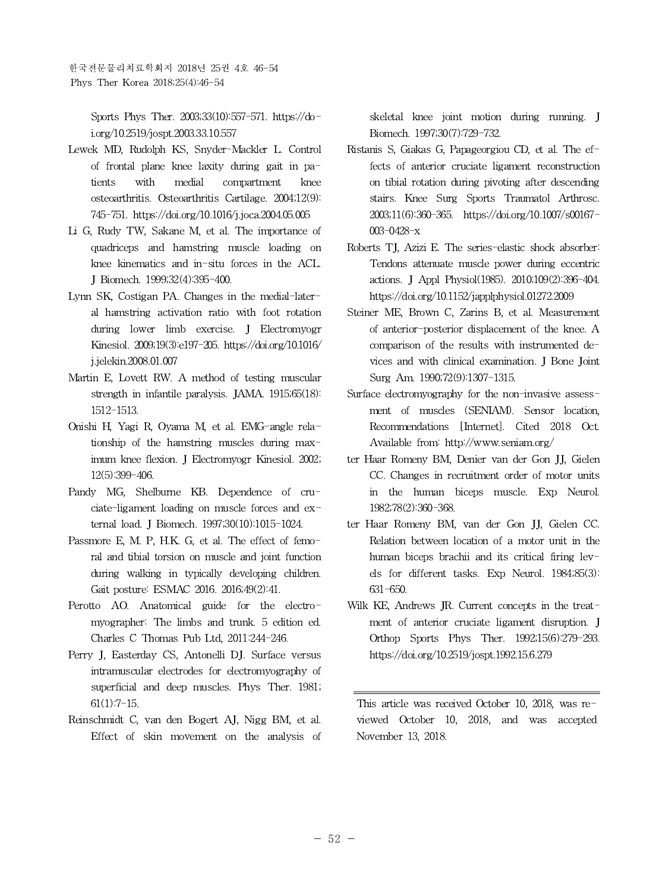Sports Phys Ther. 2003;33(10):557-571. https://doi.org/10.2519/jospt.2003.33.10.557

Lewek MD, Rudolph KS, Snyder-Mackler L. Control of frontal plane knee laxity during gait in patients with medial compartment knee osteoarthritis. Osteoarthritis Cartilage. 2004;12(9):745-751. https://doi.org/10.1016/j.joca.2004.05.005

Li G, Rudy TW, Sakane M, et al. The importance of quadriceps and hamstring muscle loading on knee kinematics and in-situ forces in the ACL. J Biomech. 1999;32(4):395-400.

Lynn SK, Costigan PA. Changes in the medial-lateral hamstring activation ratio with foot rotation during lower limb exercise. J Electromyogr Kinesiol. 2009;19(3):e197-205. https://doi.org/10.1016/j.jelekin.2008.01.007

Martin E, Lovett RW. A method of testing muscular strength in infantile paralysis. JAMA. 1915;65(18):1512-1513.

Onishi H, Yagi R, Oyama M, et al. EMG-angle relationship of the hamstring muscles during maximum knee flexion. J Electromyogr Kinesiol. 2002;12(5):399-406.

Pandy MG, Shelburne KB. Dependence of cruciate-ligament loading on muscle forces and external load. J Biomech. 1997;30(10):1015-1024.

Passmore E, M. P, H.K. G, et al. The effect of femoral and tibial torsion on muscle and joint function during walking in typically developing children. Gait posture: ESMAC 2016. 2016;49(2):41.

Perotto AO. Anatomical guide for the electromyographer: The limbs and trunk. 5 edition ed. Charles C Thomas Pub Ltd, 2011:244-246.

Perry J, Easterday CS, Antonelli DJ. Surface versus intramuscular electrodes for electromyography of superficial and deep muscles. Phys Ther. 1981;61(1):7-15.

Reinschmidt C, van den Bogert AJ, Nigg BM, et al. Effect of skin movement on the analysis of skeletal knee joint motion during running. J Biomech. 1997;30(7):729-732.

Ristanis S, Giakas G, Papageorgiou CD, et al. The effects of anterior cruciate ligament reconstruction on tibial rotation during pivoting after descending stairs. Knee Surg Sports Traumatol Arthrosc. 2003;11(6):360-365. https://doi.org/10.1007/s00167-003-0428-x

Roberts TJ, Azizi E. The series-elastic shock absorber: Tendons attenuate muscle power during eccentric actions. J Appl Physiol(1985). 2010;109(2):396-404. https://doi.org/10.1152/japplphysiol.01272.2009

Steiner ME, Brown C, Zarins B, et al. Measurement of anterior-posterior displacement of the knee. A comparison of the results with instrumented devices and with clinical examination. J Bone Joint Surg Am. 1990;72(9):1307-1315.

Surface electromyography for the non-invasive assessment of muscles (SENIAM). Sensor location, Recommendations [Internet]. Cited 2018 Oct. Available from: http://www.seniam.org/

ter Haar Romeny BM, Denier van der Gon JJ, Gielen CC. Changes in recruitment order of motor units in the human biceps muscle. Exp Neurol. 1982;78(2):360-368.

ter Haar Romeny BM, van der Gon JJ, Gielen CC. Relation between location of a motor unit in the human biceps brachii and its critical firing levels for different tasks. Exp Neurol. 1984;85(3):631-650.

Wilk KE, Andrews JR. Current concepts in the treatment of anterior cruciate ligament disruption. J Orthop Sports Phys Ther. 1992;15(6):279-293. https://doi.org/10.2519/jospt.1992.15.6.279

---

This article was received October 10, 2018, was reviewed October 10, 2018, and was accepted November 13, 2018.